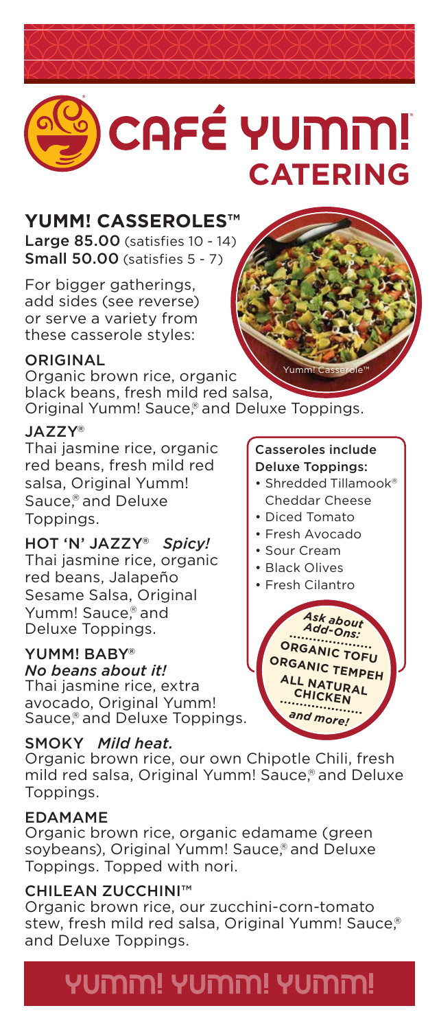# CAFÉ YUMM!® CATERING

## YUMM! CASSEROLES™

**Large 85.00** (satisfies 10 - 14)
**Small 50.00** (satisfies 5 - 7)

For bigger gatherings, add sides (see reverse) or serve a variety from these casserole styles:

Yumm! Casserole™

### ORIGINAL

Organic brown rice, organic black beans, fresh mild red salsa, Original Yumm! Sauce,® and Deluxe Toppings.

### JAZZY®

Thai jasmine rice, organic red beans, fresh mild red salsa, Original Yumm! Sauce,® and Deluxe Toppings.

### HOT 'N' JAZZY® *Spicy!*

Thai jasmine rice, organic red beans, Jalapeño Sesame Salsa, Original Yumm! Sauce,® and Deluxe Toppings.

### YUMM! BABY®

*No beans about it!*

Thai jasmine rice, extra avocado, Original Yumm! Sauce,® and Deluxe Toppings.

### SMOKY *Mild heat.*

Organic brown rice, our own Chipotle Chili, fresh mild red salsa, Original Yumm! Sauce,® and Deluxe Toppings.

### EDAMAME

Organic brown rice, organic edamame (green soybeans), Original Yumm! Sauce,® and Deluxe Toppings. Topped with nori.

### CHILEAN ZUCCHINI™

Organic brown rice, our zucchini-corn-tomato stew, fresh mild red salsa, Original Yumm! Sauce,® and Deluxe Toppings.

**Casseroles include Deluxe Toppings:**

- Shredded Tillamook® Cheddar Cheese
- Diced Tomato
- Fresh Avocado
- Sour Cream
- Black Olives
- Fresh Cilantro

*Ask about Add-Ons:*

**ORGANIC TOFU**
**ORGANIC TEMPEH**
**ALL NATURAL CHICKEN**

*and more!*

## YUMM! YUMM! YUMM!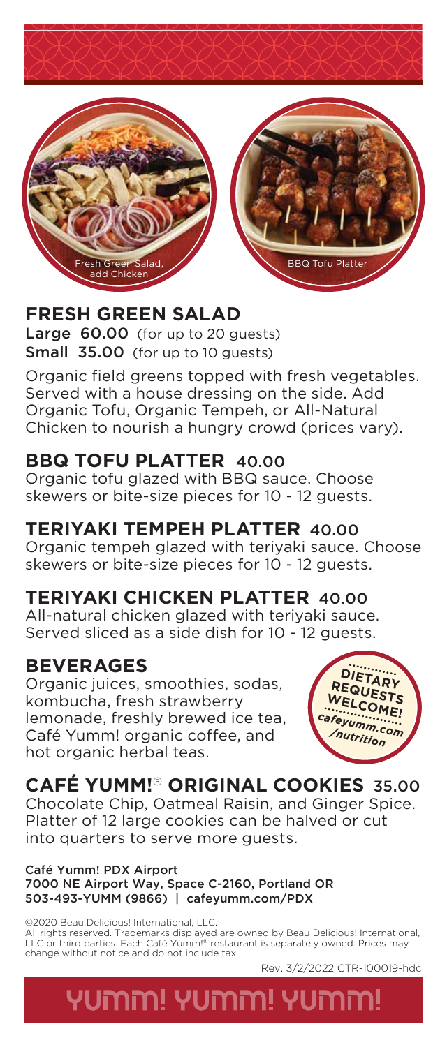Fresh Green Salad, add Chicken

BBQ Tofu Platter

## FRESH GREEN SALAD

**Large 60.00** (for up to 20 guests)
**Small 35.00** (for up to 10 guests)

Organic field greens topped with fresh vegetables. Served with a house dressing on the side. Add Organic Tofu, Organic Tempeh, or All-Natural Chicken to nourish a hungry crowd (prices vary).

## BBQ TOFU PLATTER 40.00

Organic tofu glazed with BBQ sauce. Choose skewers or bite-size pieces for 10 - 12 guests.

## TERIYAKI TEMPEH PLATTER 40.00

Organic tempeh glazed with teriyaki sauce. Choose skewers or bite-size pieces for 10 - 12 guests.

## TERIYAKI CHICKEN PLATTER 40.00

All-natural chicken glazed with teriyaki sauce. Served sliced as a side dish for 10 - 12 guests.

## BEVERAGES

Organic juices, smoothies, sodas, kombucha, fresh strawberry lemonade, freshly brewed ice tea, Café Yumm! organic coffee, and hot organic herbal teas.

DIETARY REQUESTS WELCOME! cafeyumm.com/nutrition

## CAFÉ YUMM!® ORIGINAL COOKIES 35.00

Chocolate Chip, Oatmeal Raisin, and Ginger Spice. Platter of 12 large cookies can be halved or cut into quarters to serve more guests.

**Café Yumm! PDX Airport**
**7000 NE Airport Way, Space C-2160, Portland OR**
**503-493-YUMM (9866) | cafeyumm.com/PDX**

©2020 Beau Delicious! International, LLC.
All rights reserved. Trademarks displayed are owned by Beau Delicious! International, LLC or third parties. Each Café Yumm!® restaurant is separately owned. Prices may change without notice and do not include tax.

Rev. 3/2/2022 CTR-100019-hdc

YUMM! YUMM! YUMM!